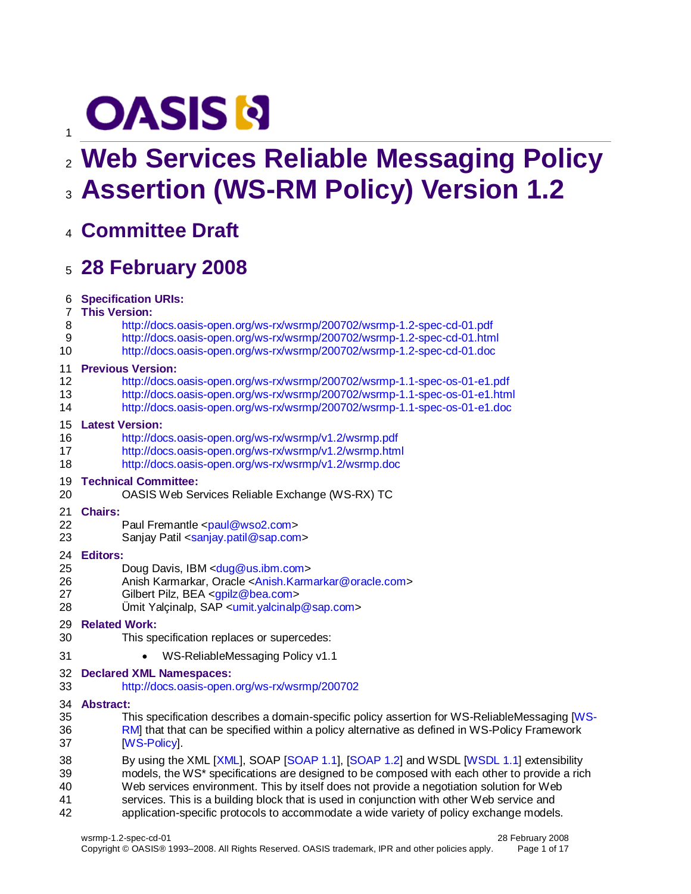# Web Services Reliable Messaging Policy Assertion (WS-RM Policy) Version 1.2

## Committee Draft

## 28 February 2008

**Specification URIs:**

**This Version:**

http://docs.oasis-open.org/ws-rx/wsrmp/200702/wsrmp-1.2-spec-cd-01.pdf
http://docs.oasis-open.org/ws-rx/wsrmp/200702/wsrmp-1.2-spec-cd-01.html
http://docs.oasis-open.org/ws-rx/wsrmp/200702/wsrmp-1.2-spec-cd-01.doc

**Previous Version:**

http://docs.oasis-open.org/ws-rx/wsrmp/200702/wsrmp-1.1-spec-os-01-e1.pdf
http://docs.oasis-open.org/ws-rx/wsrmp/200702/wsrmp-1.1-spec-os-01-e1.html
http://docs.oasis-open.org/ws-rx/wsrmp/200702/wsrmp-1.1-spec-os-01-e1.doc

**Latest Version:**

http://docs.oasis-open.org/ws-rx/wsrmp/v1.2/wsrmp.pdf
http://docs.oasis-open.org/ws-rx/wsrmp/v1.2/wsrmp.html
http://docs.oasis-open.org/ws-rx/wsrmp/v1.2/wsrmp.doc

**Technical Committee:**

OASIS Web Services Reliable Exchange (WS-RX) TC

**Chairs:**

Paul Fremantle <paul@wso2.com>
Sanjay Patil <sanjay.patil@sap.com>

**Editors:**

Doug Davis, IBM <dug@us.ibm.com>
Anish Karmarkar, Oracle <Anish.Karmarkar@oracle.com>
Gilbert Pilz, BEA <gpilz@bea.com>
Ümit Yalçinalp, SAP <umit.yalcinalp@sap.com>

**Related Work:**

This specification replaces or supercedes:

- WS-ReliableMessaging Policy v1.1

**Declared XML Namespaces:**

http://docs.oasis-open.org/ws-rx/wsrmp/200702

**Abstract:**

This specification describes a domain-specific policy assertion for WS-ReliableMessaging [WS-RM] that that can be specified within a policy alternative as defined in WS-Policy Framework [WS-Policy].

By using the XML [XML], SOAP [SOAP 1.1], [SOAP 1.2] and WSDL [WSDL 1.1] extensibility models, the WS* specifications are designed to be composed with each other to provide a rich Web services environment. This by itself does not provide a negotiation solution for Web services. This is a building block that is used in conjunction with other Web service and application-specific protocols to accommodate a wide variety of policy exchange models.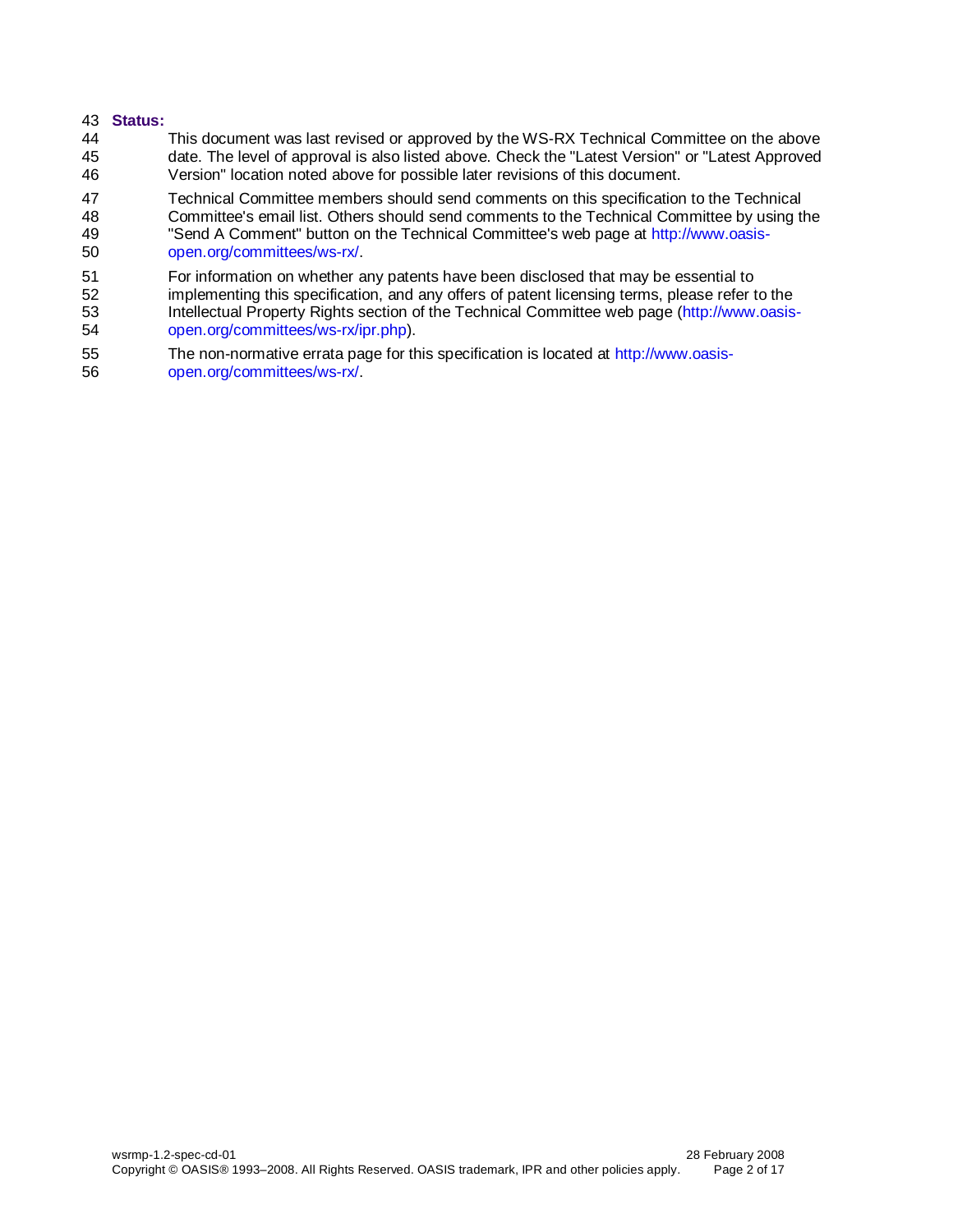**Status:**

This document was last revised or approved by the WS-RX Technical Committee on the above date. The level of approval is also listed above. Check the "Latest Version" or "Latest Approved Version" location noted above for possible later revisions of this document.

Technical Committee members should send comments on this specification to the Technical Committee's email list. Others should send comments to the Technical Committee by using the "Send A Comment" button on the Technical Committee's web page at http://www.oasis-open.org/committees/ws-rx/.

For information on whether any patents have been disclosed that may be essential to implementing this specification, and any offers of patent licensing terms, please refer to the Intellectual Property Rights section of the Technical Committee web page (http://www.oasis-open.org/committees/ws-rx/ipr.php).

The non-normative errata page for this specification is located at http://www.oasis-open.org/committees/ws-rx/.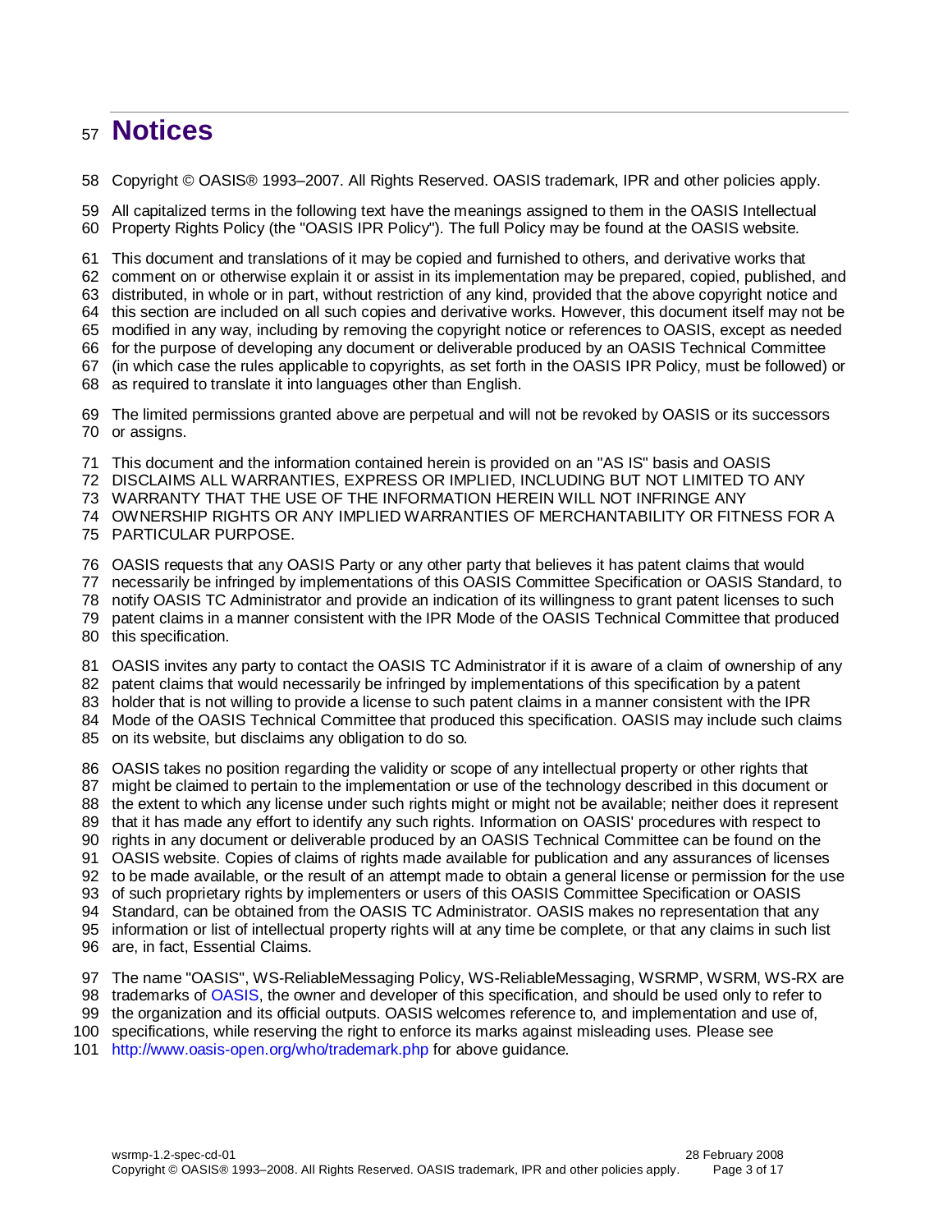# Notices

Copyright © OASIS® 1993–2007. All Rights Reserved. OASIS trademark, IPR and other policies apply.

All capitalized terms in the following text have the meanings assigned to them in the OASIS Intellectual Property Rights Policy (the "OASIS IPR Policy"). The full Policy may be found at the OASIS website.

This document and translations of it may be copied and furnished to others, and derivative works that comment on or otherwise explain it or assist in its implementation may be prepared, copied, published, and distributed, in whole or in part, without restriction of any kind, provided that the above copyright notice and this section are included on all such copies and derivative works. However, this document itself may not be modified in any way, including by removing the copyright notice or references to OASIS, except as needed for the purpose of developing any document or deliverable produced by an OASIS Technical Committee (in which case the rules applicable to copyrights, as set forth in the OASIS IPR Policy, must be followed) or as required to translate it into languages other than English.

The limited permissions granted above are perpetual and will not be revoked by OASIS or its successors or assigns.

This document and the information contained herein is provided on an "AS IS" basis and OASIS DISCLAIMS ALL WARRANTIES, EXPRESS OR IMPLIED, INCLUDING BUT NOT LIMITED TO ANY WARRANTY THAT THE USE OF THE INFORMATION HEREIN WILL NOT INFRINGE ANY OWNERSHIP RIGHTS OR ANY IMPLIED WARRANTIES OF MERCHANTABILITY OR FITNESS FOR A PARTICULAR PURPOSE.

OASIS requests that any OASIS Party or any other party that believes it has patent claims that would necessarily be infringed by implementations of this OASIS Committee Specification or OASIS Standard, to notify OASIS TC Administrator and provide an indication of its willingness to grant patent licenses to such patent claims in a manner consistent with the IPR Mode of the OASIS Technical Committee that produced this specification.

OASIS invites any party to contact the OASIS TC Administrator if it is aware of a claim of ownership of any patent claims that would necessarily be infringed by implementations of this specification by a patent holder that is not willing to provide a license to such patent claims in a manner consistent with the IPR Mode of the OASIS Technical Committee that produced this specification. OASIS may include such claims on its website, but disclaims any obligation to do so.

OASIS takes no position regarding the validity or scope of any intellectual property or other rights that might be claimed to pertain to the implementation or use of the technology described in this document or the extent to which any license under such rights might or might not be available; neither does it represent that it has made any effort to identify any such rights. Information on OASIS' procedures with respect to rights in any document or deliverable produced by an OASIS Technical Committee can be found on the OASIS website. Copies of claims of rights made available for publication and any assurances of licenses to be made available, or the result of an attempt made to obtain a general license or permission for the use of such proprietary rights by implementers or users of this OASIS Committee Specification or OASIS Standard, can be obtained from the OASIS TC Administrator. OASIS makes no representation that any information or list of intellectual property rights will at any time be complete, or that any claims in such list are, in fact, Essential Claims.

The name "OASIS", WS-ReliableMessaging Policy, WS-ReliableMessaging, WSRMP, WSRM, WS-RX are trademarks of OASIS, the owner and developer of this specification, and should be used only to refer to the organization and its official outputs. OASIS welcomes reference to, and implementation and use of, specifications, while reserving the right to enforce its marks against misleading uses. Please see http://www.oasis-open.org/who/trademark.php for above guidance.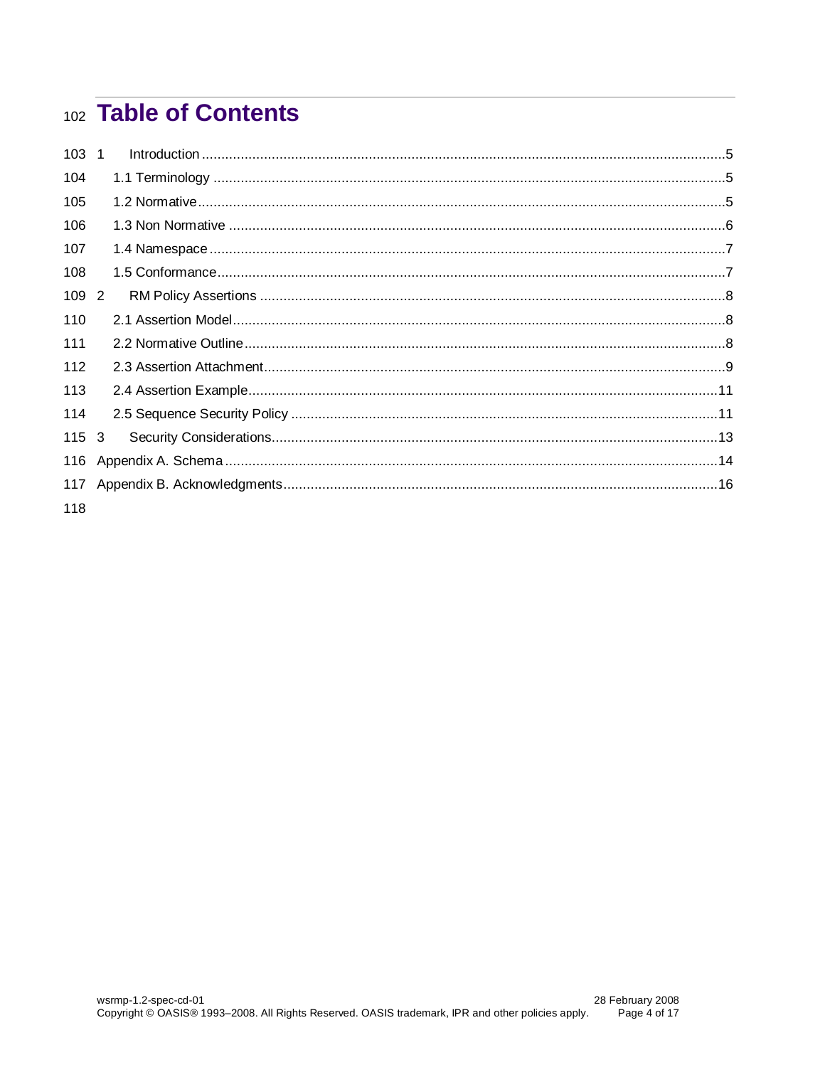# Table of Contents

1 Introduction .....5
  1.1 Terminology .....5
  1.2 Normative .....5
  1.3 Non Normative .....6
  1.4 Namespace .....7
  1.5 Conformance .....7
2 RM Policy Assertions .....8
  2.1 Assertion Model .....8
  2.2 Normative Outline .....8
  2.3 Assertion Attachment .....9
  2.4 Assertion Example .....11
  2.5 Sequence Security Policy .....11
3 Security Considerations .....13
Appendix A. Schema .....14
Appendix B. Acknowledgments .....16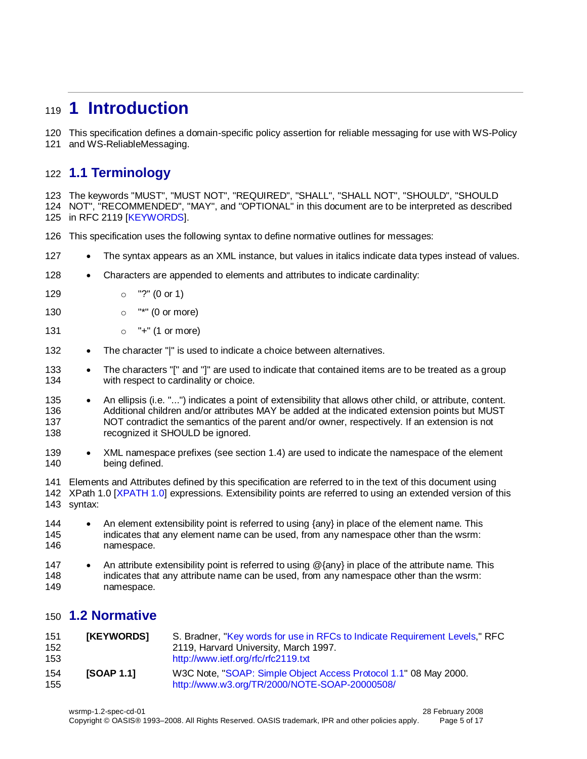# 1 Introduction

This specification defines a domain-specific policy assertion for reliable messaging for use with WS-Policy and WS-ReliableMessaging.

## 1.1 Terminology

The keywords "MUST", "MUST NOT", "REQUIRED", "SHALL", "SHALL NOT", "SHOULD", "SHOULD NOT", "RECOMMENDED", "MAY", and "OPTIONAL" in this document are to be interpreted as described in RFC 2119 [KEYWORDS].

This specification uses the following syntax to define normative outlines for messages:

- The syntax appears as an XML instance, but values in italics indicate data types instead of values.
- Characters are appended to elements and attributes to indicate cardinality:
  - "?" (0 or 1)
  - "*" (0 or more)
  - "+" (1 or more)
- The character "|" is used to indicate a choice between alternatives.
- The characters "[" and "]" are used to indicate that contained items are to be treated as a group with respect to cardinality or choice.
- An ellipsis (i.e. "...") indicates a point of extensibility that allows other child, or attribute, content. Additional children and/or attributes MAY be added at the indicated extension points but MUST NOT contradict the semantics of the parent and/or owner, respectively. If an extension is not recognized it SHOULD be ignored.
- XML namespace prefixes (see section 1.4) are used to indicate the namespace of the element being defined.

Elements and Attributes defined by this specification are referred to in the text of this document using XPath 1.0 [XPATH 1.0] expressions. Extensibility points are referred to using an extended version of this syntax:

- An element extensibility point is referred to using {any} in place of the element name. This indicates that any element name can be used, from any namespace other than the wsrm: namespace.
- An attribute extensibility point is referred to using @{any} in place of the attribute name. This indicates that any attribute name can be used, from any namespace other than the wsrm: namespace.

## 1.2 Normative

**[KEYWORDS]** S. Bradner, "Key words for use in RFCs to Indicate Requirement Levels," RFC 2119, Harvard University, March 1997.
http://www.ietf.org/rfc/rfc2119.txt

**[SOAP 1.1]** W3C Note, "SOAP: Simple Object Access Protocol 1.1" 08 May 2000.
http://www.w3.org/TR/2000/NOTE-SOAP-20000508/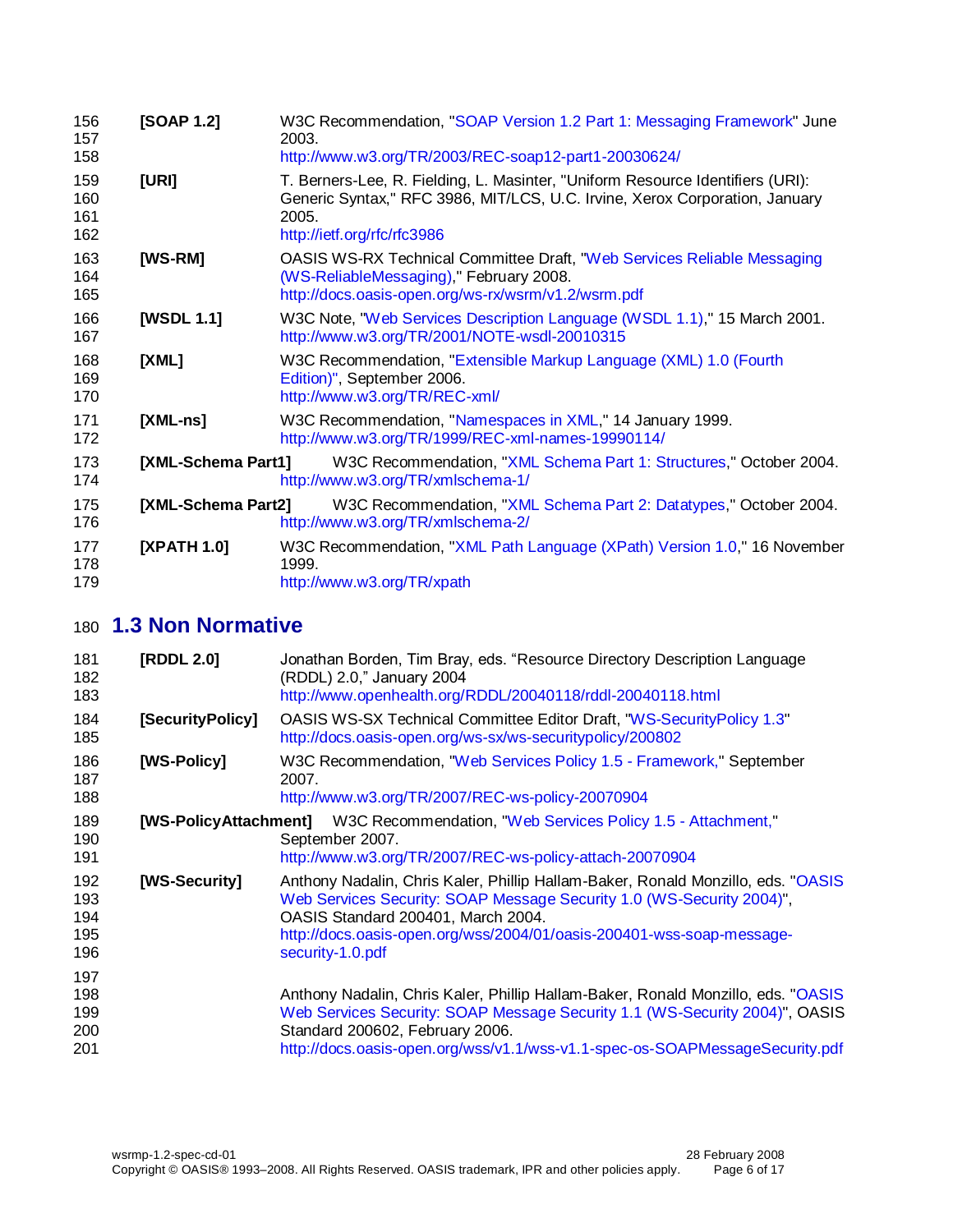**[SOAP 1.2]** W3C Recommendation, "SOAP Version 1.2 Part 1: Messaging Framework" June 2003.
http://www.w3.org/TR/2003/REC-soap12-part1-20030624/

**[URI]** T. Berners-Lee, R. Fielding, L. Masinter, "Uniform Resource Identifiers (URI): Generic Syntax," RFC 3986, MIT/LCS, U.C. Irvine, Xerox Corporation, January 2005.
http://ietf.org/rfc/rfc3986

**[WS-RM]** OASIS WS-RX Technical Committee Draft, "Web Services Reliable Messaging (WS-ReliableMessaging)," February 2008.
http://docs.oasis-open.org/ws-rx/wsrm/v1.2/wsrm.pdf

**[WSDL 1.1]** W3C Note, "Web Services Description Language (WSDL 1.1)," 15 March 2001.
http://www.w3.org/TR/2001/NOTE-wsdl-20010315

**[XML]** W3C Recommendation, "Extensible Markup Language (XML) 1.0 (Fourth Edition)", September 2006.
http://www.w3.org/TR/REC-xml/

**[XML-ns]** W3C Recommendation, "Namespaces in XML," 14 January 1999.
http://www.w3.org/TR/1999/REC-xml-names-19990114/

**[XML-Schema Part1]** W3C Recommendation, "XML Schema Part 1: Structures," October 2004.
http://www.w3.org/TR/xmlschema-1/

**[XML-Schema Part2]** W3C Recommendation, "XML Schema Part 2: Datatypes," October 2004.
http://www.w3.org/TR/xmlschema-2/

**[XPATH 1.0]** W3C Recommendation, "XML Path Language (XPath) Version 1.0," 16 November 1999.
http://www.w3.org/TR/xpath

## 1.3 Non Normative

**[RDDL 2.0]** Jonathan Borden, Tim Bray, eds. “Resource Directory Description Language (RDDL) 2.0,” January 2004
http://www.openhealth.org/RDDL/20040118/rddl-20040118.html

**[SecurityPolicy]** OASIS WS-SX Technical Committee Editor Draft, "WS-SecurityPolicy 1.3"
http://docs.oasis-open.org/ws-sx/ws-securitypolicy/200802

**[WS-Policy]** W3C Recommendation, "Web Services Policy 1.5 - Framework," September 2007.
http://www.w3.org/TR/2007/REC-ws-policy-20070904

**[WS-PolicyAttachment]** W3C Recommendation, "Web Services Policy 1.5 - Attachment," September 2007.
http://www.w3.org/TR/2007/REC-ws-policy-attach-20070904

**[WS-Security]** Anthony Nadalin, Chris Kaler, Phillip Hallam-Baker, Ronald Monzillo, eds. "OASIS Web Services Security: SOAP Message Security 1.0 (WS-Security 2004)", OASIS Standard 200401, March 2004.
http://docs.oasis-open.org/wss/2004/01/oasis-200401-wss-soap-message-security-1.0.pdf

Anthony Nadalin, Chris Kaler, Phillip Hallam-Baker, Ronald Monzillo, eds. "OASIS Web Services Security: SOAP Message Security 1.1 (WS-Security 2004)", OASIS Standard 200602, February 2006.
http://docs.oasis-open.org/wss/v1.1/wss-v1.1-spec-os-SOAPMessageSecurity.pdf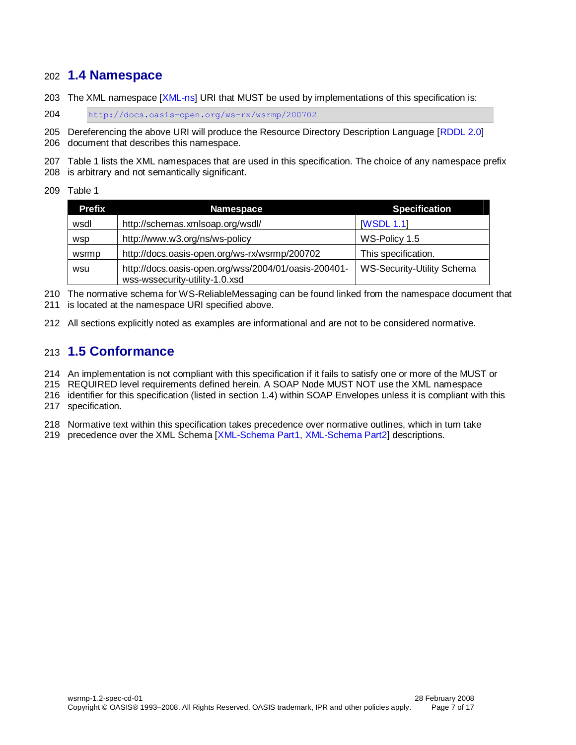## 1.4 Namespace

The XML namespace [XML-ns] URI that MUST be used by implementations of this specification is:

```
http://docs.oasis-open.org/ws-rx/wsrmp/200702
```

Dereferencing the above URI will produce the Resource Directory Description Language [RDDL 2.0] document that describes this namespace.

Table 1 lists the XML namespaces that are used in this specification. The choice of any namespace prefix is arbitrary and not semantically significant.

Table 1

| Prefix | Namespace | Specification |
|---|---|---|
| wsdl | http://schemas.xmlsoap.org/wsdl/ | [WSDL 1.1] |
| wsp | http://www.w3.org/ns/ws-policy | WS-Policy 1.5 |
| wsrmp | http://docs.oasis-open.org/ws-rx/wsrmp/200702 | This specification. |
| wsu | http://docs.oasis-open.org/wss/2004/01/oasis-200401-wss-wssecurity-utility-1.0.xsd | WS-Security-Utility Schema |

The normative schema for WS-ReliableMessaging can be found linked from the namespace document that is located at the namespace URI specified above.

All sections explicitly noted as examples are informational and are not to be considered normative.

## 1.5 Conformance

An implementation is not compliant with this specification if it fails to satisfy one or more of the MUST or REQUIRED level requirements defined herein. A SOAP Node MUST NOT use the XML namespace identifier for this specification (listed in section 1.4) within SOAP Envelopes unless it is compliant with this specification.

Normative text within this specification takes precedence over normative outlines, which in turn take precedence over the XML Schema [XML-Schema Part1, XML-Schema Part2] descriptions.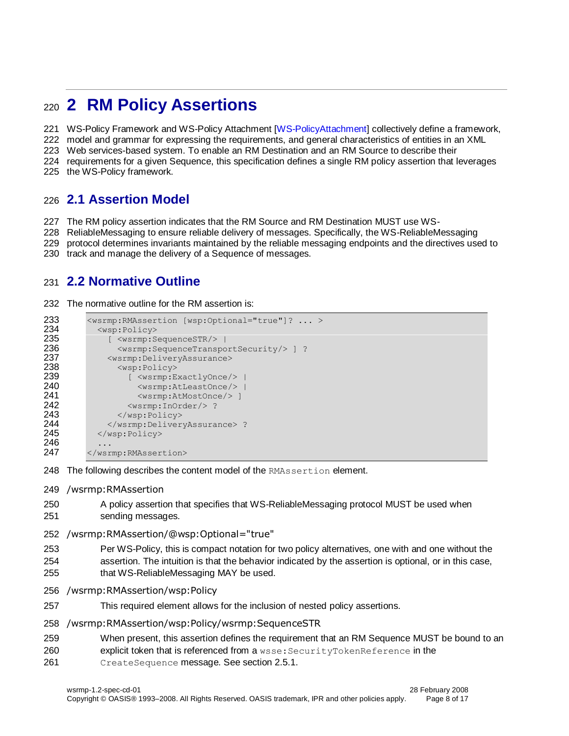# 2 RM Policy Assertions

WS-Policy Framework and WS-Policy Attachment [WS-PolicyAttachment] collectively define a framework, model and grammar for expressing the requirements, and general characteristics of entities in an XML Web services-based system. To enable an RM Destination and an RM Source to describe their requirements for a given Sequence, this specification defines a single RM policy assertion that leverages the WS-Policy framework.

## 2.1 Assertion Model

The RM policy assertion indicates that the RM Source and RM Destination MUST use WS-ReliableMessaging to ensure reliable delivery of messages. Specifically, the WS-ReliableMessaging protocol determines invariants maintained by the reliable messaging endpoints and the directives used to track and manage the delivery of a Sequence of messages.

## 2.2 Normative Outline

The normative outline for the RM assertion is:

```
<wsrmp:RMAssertion [wsp:Optional="true"]? ... >
  <wsp:Policy>
    [ <wsrmp:SequenceSTR/> |
      <wsrmp:SequenceTransportSecurity/> ] ?
    <wsrmp:DeliveryAssurance>
      <wsp:Policy>
        [ <wsrmp:ExactlyOnce/> |
          <wsrmp:AtLeastOnce/> |
          <wsrmp:AtMostOnce/> ]
        <wsrmp:InOrder/> ?
      </wsp:Policy>
    </wsrmp:DeliveryAssurance> ?
  </wsp:Policy>
  ...
</wsrmp:RMAssertion>
```

The following describes the content model of the `RMAssertion` element.

/wsrmp:RMAssertion

A policy assertion that specifies that WS-ReliableMessaging protocol MUST be used when sending messages.

/wsrmp:RMAssertion/@wsp:Optional="true"

Per WS-Policy, this is compact notation for two policy alternatives, one with and one without the assertion. The intuition is that the behavior indicated by the assertion is optional, or in this case, that WS-ReliableMessaging MAY be used.

/wsrmp:RMAssertion/wsp:Policy

This required element allows for the inclusion of nested policy assertions.

/wsrmp:RMAssertion/wsp:Policy/wsrmp:SequenceSTR

When present, this assertion defines the requirement that an RM Sequence MUST be bound to an explicit token that is referenced from a `wsse:SecurityTokenReference` in the `CreateSequence` message. See section 2.5.1.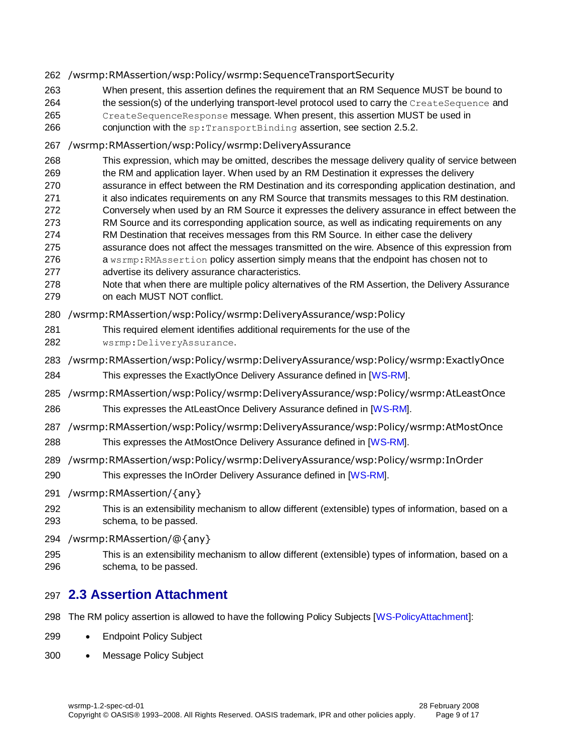/wsrmp:RMAssertion/wsp:Policy/wsrmp:SequenceTransportSecurity

When present, this assertion defines the requirement that an RM Sequence MUST be bound to the session(s) of the underlying transport-level protocol used to carry the `CreateSequence` and `CreateSequenceResponse` message. When present, this assertion MUST be used in conjunction with the `sp:TransportBinding` assertion, see section 2.5.2.

/wsrmp:RMAssertion/wsp:Policy/wsrmp:DeliveryAssurance

This expression, which may be omitted, describes the message delivery quality of service between the RM and application layer. When used by an RM Destination it expresses the delivery assurance in effect between the RM Destination and its corresponding application destination, and it also indicates requirements on any RM Source that transmits messages to this RM destination. Conversely when used by an RM Source it expresses the delivery assurance in effect between the RM Source and its corresponding application source, as well as indicating requirements on any RM Destination that receives messages from this RM Source. In either case the delivery assurance does not affect the messages transmitted on the wire. Absence of this expression from a `wsrmp:RMAssertion` policy assertion simply means that the endpoint has chosen not to advertise its delivery assurance characteristics.

Note that when there are multiple policy alternatives of the RM Assertion, the Delivery Assurance on each MUST NOT conflict.

/wsrmp:RMAssertion/wsp:Policy/wsrmp:DeliveryAssurance/wsp:Policy

This required element identifies additional requirements for the use of the `wsrmp:DeliveryAssurance`.

/wsrmp:RMAssertion/wsp:Policy/wsrmp:DeliveryAssurance/wsp:Policy/wsrmp:ExactlyOnce

This expresses the ExactlyOnce Delivery Assurance defined in [WS-RM].

/wsrmp:RMAssertion/wsp:Policy/wsrmp:DeliveryAssurance/wsp:Policy/wsrmp:AtLeastOnce

This expresses the AtLeastOnce Delivery Assurance defined in [WS-RM].

/wsrmp:RMAssertion/wsp:Policy/wsrmp:DeliveryAssurance/wsp:Policy/wsrmp:AtMostOnce

This expresses the AtMostOnce Delivery Assurance defined in [WS-RM].

/wsrmp:RMAssertion/wsp:Policy/wsrmp:DeliveryAssurance/wsp:Policy/wsrmp:InOrder

This expresses the InOrder Delivery Assurance defined in [WS-RM].

/wsrmp:RMAssertion/{any}

This is an extensibility mechanism to allow different (extensible) types of information, based on a schema, to be passed.

/wsrmp:RMAssertion/@{any}

This is an extensibility mechanism to allow different (extensible) types of information, based on a schema, to be passed.

## 2.3 Assertion Attachment

The RM policy assertion is allowed to have the following Policy Subjects [WS-PolicyAttachment]:

- Endpoint Policy Subject
- Message Policy Subject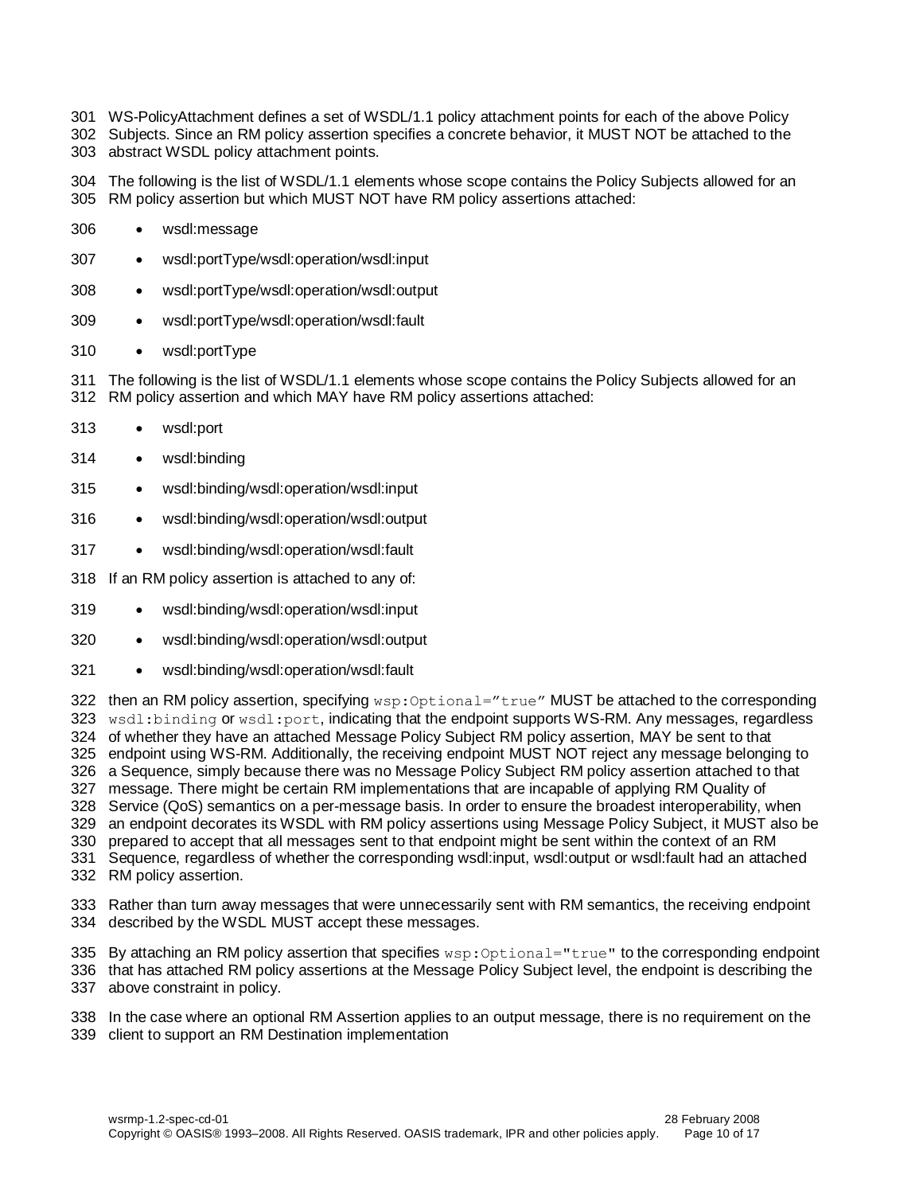WS-PolicyAttachment defines a set of WSDL/1.1 policy attachment points for each of the above Policy Subjects. Since an RM policy assertion specifies a concrete behavior, it MUST NOT be attached to the abstract WSDL policy attachment points.

The following is the list of WSDL/1.1 elements whose scope contains the Policy Subjects allowed for an RM policy assertion but which MUST NOT have RM policy assertions attached:

- wsdl:message
- wsdl:portType/wsdl:operation/wsdl:input
- wsdl:portType/wsdl:operation/wsdl:output
- wsdl:portType/wsdl:operation/wsdl:fault
- wsdl:portType

The following is the list of WSDL/1.1 elements whose scope contains the Policy Subjects allowed for an RM policy assertion and which MAY have RM policy assertions attached:

- wsdl:port
- wsdl:binding
- wsdl:binding/wsdl:operation/wsdl:input
- wsdl:binding/wsdl:operation/wsdl:output
- wsdl:binding/wsdl:operation/wsdl:fault

If an RM policy assertion is attached to any of:

- wsdl:binding/wsdl:operation/wsdl:input
- wsdl:binding/wsdl:operation/wsdl:output
- wsdl:binding/wsdl:operation/wsdl:fault

then an RM policy assertion, specifying `wsp:Optional="true"` MUST be attached to the corresponding `wsdl:binding` or `wsdl:port`, indicating that the endpoint supports WS-RM. Any messages, regardless of whether they have an attached Message Policy Subject RM policy assertion, MAY be sent to that endpoint using WS-RM. Additionally, the receiving endpoint MUST NOT reject any message belonging to a Sequence, simply because there was no Message Policy Subject RM policy assertion attached to that message. There might be certain RM implementations that are incapable of applying RM Quality of Service (QoS) semantics on a per-message basis. In order to ensure the broadest interoperability, when an endpoint decorates its WSDL with RM policy assertions using Message Policy Subject, it MUST also be prepared to accept that all messages sent to that endpoint might be sent within the context of an RM Sequence, regardless of whether the corresponding wsdl:input, wsdl:output or wsdl:fault had an attached RM policy assertion.

Rather than turn away messages that were unnecessarily sent with RM semantics, the receiving endpoint described by the WSDL MUST accept these messages.

By attaching an RM policy assertion that specifies `wsp:Optional="true"` to the corresponding endpoint that has attached RM policy assertions at the Message Policy Subject level, the endpoint is describing the above constraint in policy.

In the case where an optional RM Assertion applies to an output message, there is no requirement on the client to support an RM Destination implementation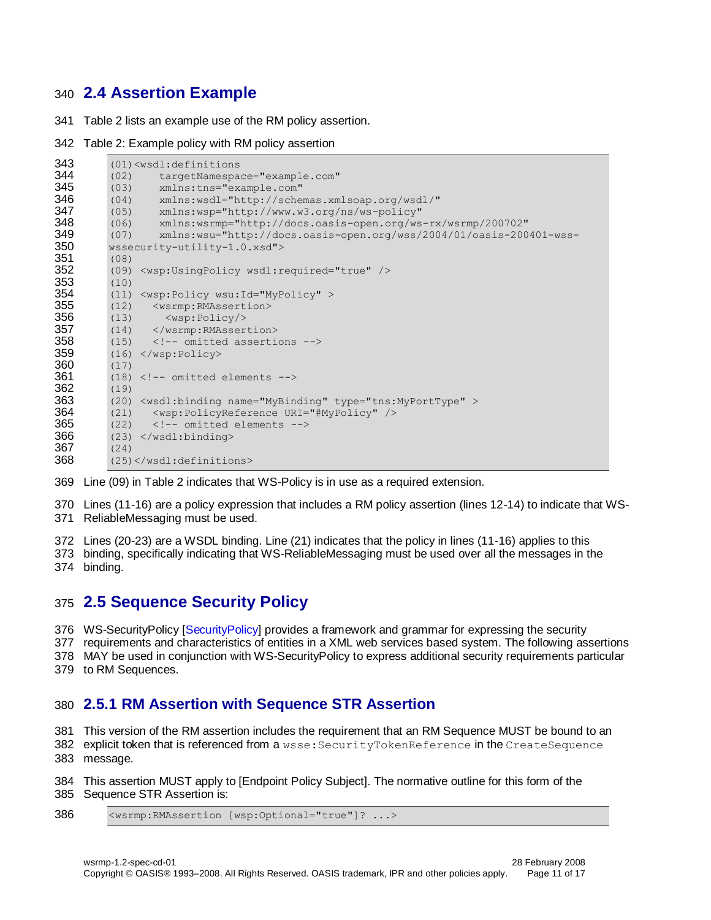## 2.4 Assertion Example

Table 2 lists an example use of the RM policy assertion.

Table 2: Example policy with RM policy assertion

```
(01)<wsdl:definitions
(02)    targetNamespace="example.com"
(03)    xmlns:tns="example.com"
(04)    xmlns:wsdl="http://schemas.xmlsoap.org/wsdl/"
(05)    xmlns:wsp="http://www.w3.org/ns/ws-policy"
(06)    xmlns:wsrmp="http://docs.oasis-open.org/ws-rx/wsrmp/200702"
(07)    xmlns:wsu="http://docs.oasis-open.org/wss/2004/01/oasis-200401-wss-wssecurity-utility-1.0.xsd">
(08)
(09) <wsp:UsingPolicy wsdl:required="true" />
(10)
(11) <wsp:Policy wsu:Id="MyPolicy" >
(12)   <wsrmp:RMAssertion>
(13)     <wsp:Policy/>
(14)   </wsrmp:RMAssertion>
(15)   <!-- omitted assertions -->
(16) </wsp:Policy>
(17)
(18) <!-- omitted elements -->
(19)
(20) <wsdl:binding name="MyBinding" type="tns:MyPortType" >
(21)   <wsp:PolicyReference URI="#MyPolicy" />
(22)   <!-- omitted elements -->
(23) </wsdl:binding>
(24)
(25)</wsdl:definitions>
```

Line (09) in Table 2 indicates that WS-Policy is in use as a required extension.

Lines (11-16) are a policy expression that includes a RM policy assertion (lines 12-14) to indicate that WS-ReliableMessaging must be used.

Lines (20-23) are a WSDL binding. Line (21) indicates that the policy in lines (11-16) applies to this binding, specifically indicating that WS-ReliableMessaging must be used over all the messages in the binding.

## 2.5 Sequence Security Policy

WS-SecurityPolicy [SecurityPolicy] provides a framework and grammar for expressing the security requirements and characteristics of entities in a XML web services based system. The following assertions MAY be used in conjunction with WS-SecurityPolicy to express additional security requirements particular to RM Sequences.

### 2.5.1 RM Assertion with Sequence STR Assertion

This version of the RM assertion includes the requirement that an RM Sequence MUST be bound to an explicit token that is referenced from a `wsse:SecurityTokenReference` in the `CreateSequence` message.

This assertion MUST apply to [Endpoint Policy Subject]. The normative outline for this form of the Sequence STR Assertion is:

```
<wsrmp:RMAssertion [wsp:Optional="true"]? ...>
```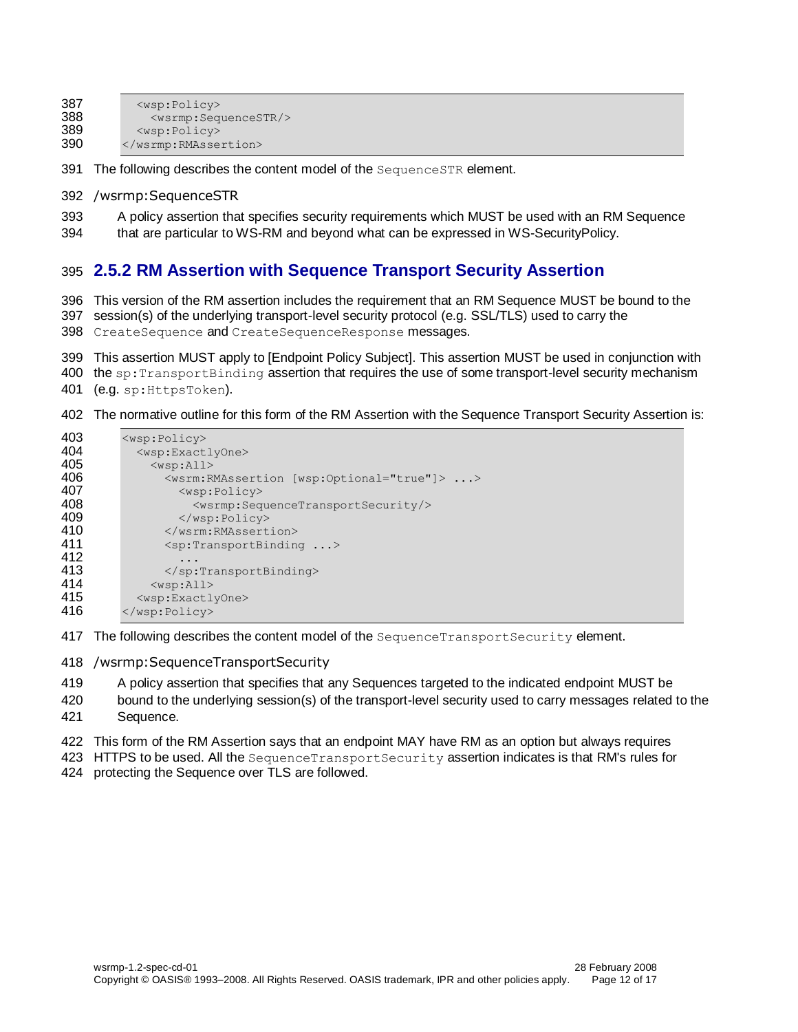```
    <wsp:Policy>
      <wsrmp:SequenceSTR/>
    <wsp:Policy>
</wsrmp:RMAssertion>
```

The following describes the content model of the `SequenceSTR` element.

/wsrmp:SequenceSTR

A policy assertion that specifies security requirements which MUST be used with an RM Sequence that are particular to WS-RM and beyond what can be expressed in WS-SecurityPolicy.

### 2.5.2 RM Assertion with Sequence Transport Security Assertion

This version of the RM assertion includes the requirement that an RM Sequence MUST be bound to the session(s) of the underlying transport-level security protocol (e.g. SSL/TLS) used to carry the `CreateSequence` and `CreateSequenceResponse` messages.

This assertion MUST apply to [Endpoint Policy Subject]. This assertion MUST be used in conjunction with the `sp:TransportBinding` assertion that requires the use of some transport-level security mechanism (e.g. `sp:HttpsToken`).

The normative outline for this form of the RM Assertion with the Sequence Transport Security Assertion is:

```
<wsp:Policy>
  <wsp:ExactlyOne>
    <wsp:All>
      <wsrm:RMAssertion [wsp:Optional="true"]> ...>
        <wsp:Policy>
          <wsrmp:SequenceTransportSecurity/>
        </wsp:Policy>
      </wsrm:RMAssertion>
      <sp:TransportBinding ...>
        ...
      </sp:TransportBinding>
    <wsp:All>
  <wsp:ExactlyOne>
</wsp:Policy>
```

The following describes the content model of the `SequenceTransportSecurity` element.

/wsrmp:SequenceTransportSecurity

A policy assertion that specifies that any Sequences targeted to the indicated endpoint MUST be bound to the underlying session(s) of the transport-level security used to carry messages related to the Sequence.

This form of the RM Assertion says that an endpoint MAY have RM as an option but always requires HTTPS to be used. All the `SequenceTransportSecurity` assertion indicates is that RM's rules for protecting the Sequence over TLS are followed.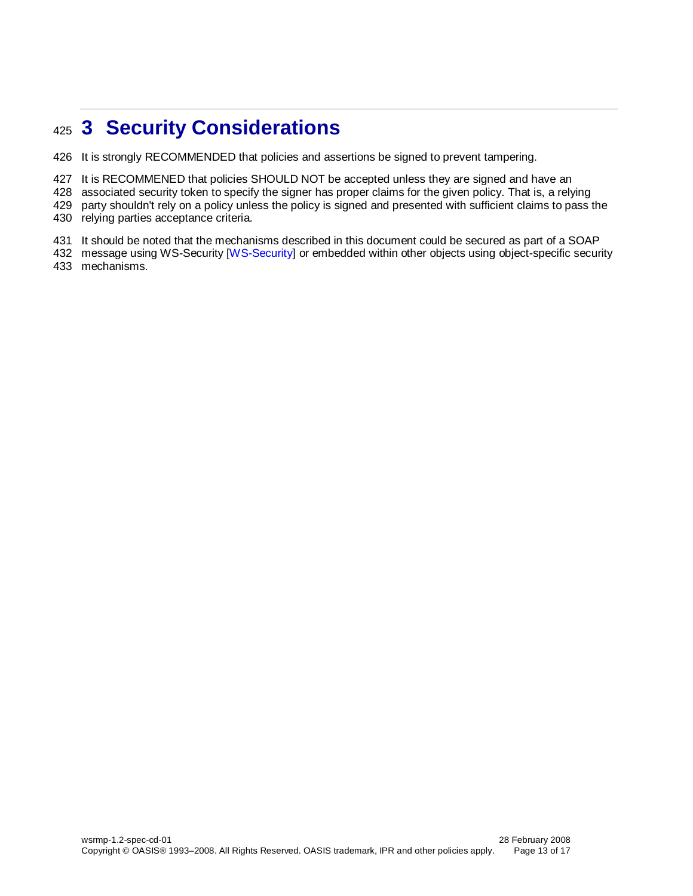# 3 Security Considerations

It is strongly RECOMMENDED that policies and assertions be signed to prevent tampering.

It is RECOMMENED that policies SHOULD NOT be accepted unless they are signed and have an associated security token to specify the signer has proper claims for the given policy. That is, a relying party shouldn't rely on a policy unless the policy is signed and presented with sufficient claims to pass the relying parties acceptance criteria.

It should be noted that the mechanisms described in this document could be secured as part of a SOAP message using WS-Security [WS-Security] or embedded within other objects using object-specific security mechanisms.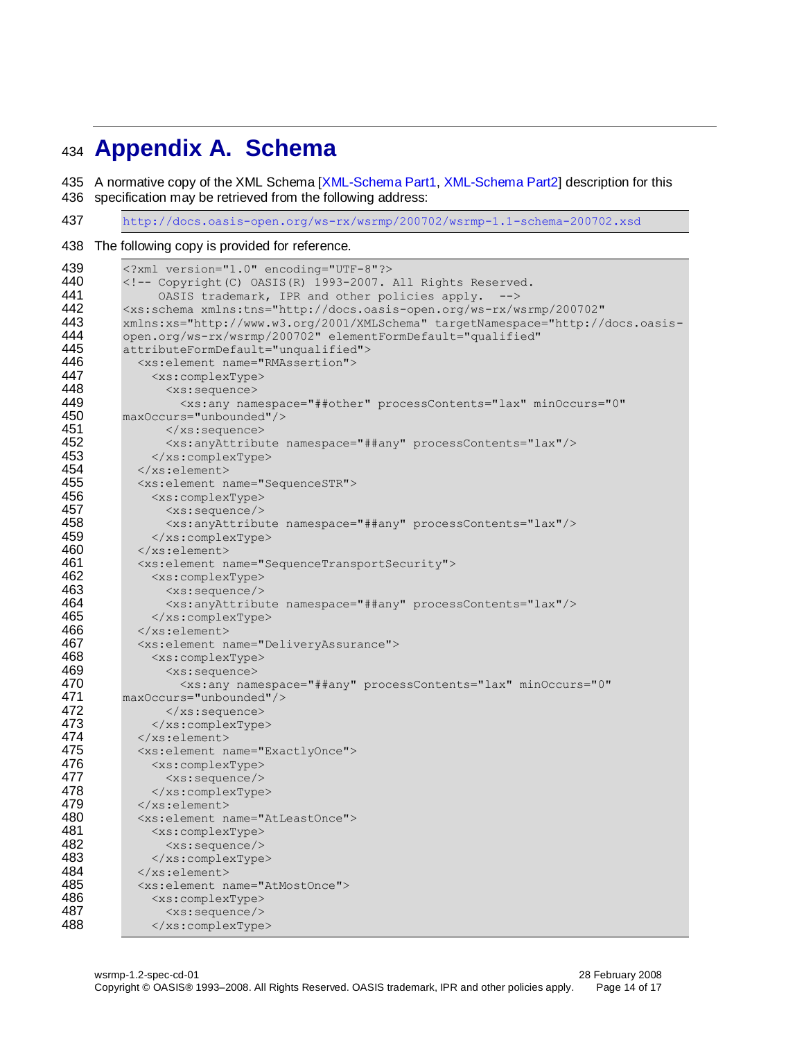# Appendix A. Schema

A normative copy of the XML Schema [XML-Schema Part1, XML-Schema Part2] description for this specification may be retrieved from the following address:

```
http://docs.oasis-open.org/ws-rx/wsrmp/200702/wsrmp-1.1-schema-200702.xsd
```

The following copy is provided for reference.

```
<?xml version="1.0" encoding="UTF-8"?>
<!-- Copyright(C) OASIS(R) 1993-2007. All Rights Reserved.
     OASIS trademark, IPR and other policies apply.  -->
<xs:schema xmlns:tns="http://docs.oasis-open.org/ws-rx/wsrmp/200702"
xmlns:xs="http://www.w3.org/2001/XMLSchema" targetNamespace="http://docs.oasis-
open.org/ws-rx/wsrmp/200702" elementFormDefault="qualified"
attributeFormDefault="unqualified">
  <xs:element name="RMAssertion">
    <xs:complexType>
      <xs:sequence>
        <xs:any namespace="##other" processContents="lax" minOccurs="0"
maxOccurs="unbounded"/>
      </xs:sequence>
      <xs:anyAttribute namespace="##any" processContents="lax"/>
    </xs:complexType>
  </xs:element>
  <xs:element name="SequenceSTR">
    <xs:complexType>
      <xs:sequence/>
      <xs:anyAttribute namespace="##any" processContents="lax"/>
    </xs:complexType>
  </xs:element>
  <xs:element name="SequenceTransportSecurity">
    <xs:complexType>
      <xs:sequence/>
      <xs:anyAttribute namespace="##any" processContents="lax"/>
    </xs:complexType>
  </xs:element>
  <xs:element name="DeliveryAssurance">
    <xs:complexType>
      <xs:sequence>
        <xs:any namespace="##any" processContents="lax" minOccurs="0"
maxOccurs="unbounded"/>
      </xs:sequence>
    </xs:complexType>
  </xs:element>
  <xs:element name="ExactlyOnce">
    <xs:complexType>
      <xs:sequence/>
    </xs:complexType>
  </xs:element>
  <xs:element name="AtLeastOnce">
    <xs:complexType>
      <xs:sequence/>
    </xs:complexType>
  </xs:element>
  <xs:element name="AtMostOnce">
    <xs:complexType>
      <xs:sequence/>
    </xs:complexType>
```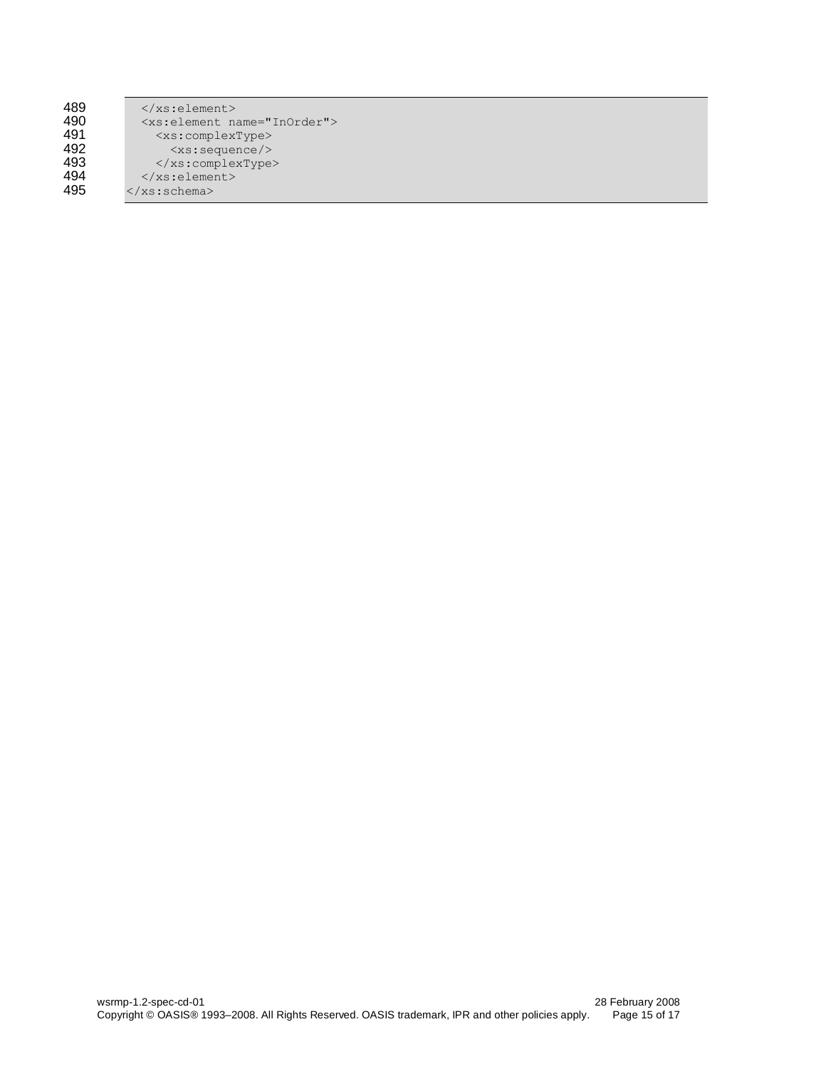```
489      </xs:element>
490      <xs:element name="InOrder">
491        <xs:complexType>
492          <xs:sequence/>
493        </xs:complexType>
494      </xs:element>
495    </xs:schema>
```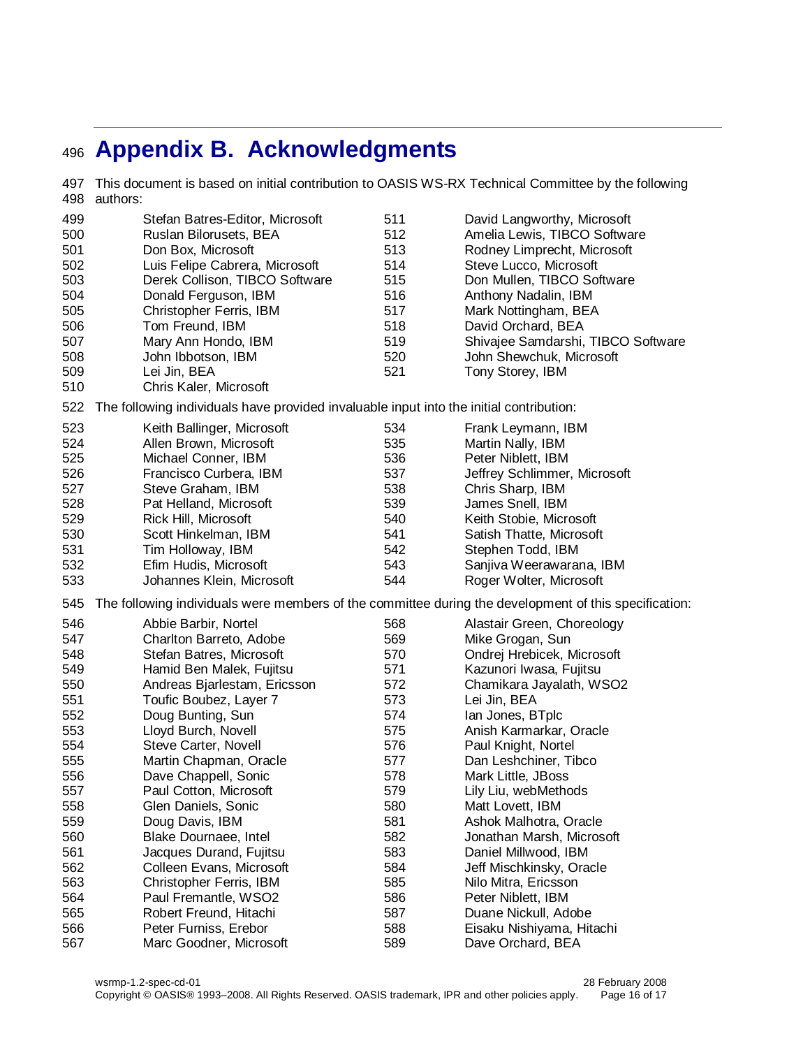# Appendix B. Acknowledgments

This document is based on initial contribution to OASIS WS-RX Technical Committee by the following authors:

- Stefan Batres-Editor, Microsoft
- Ruslan Bilorusets, BEA
- Don Box, Microsoft
- Luis Felipe Cabrera, Microsoft
- Derek Collison, TIBCO Software
- Donald Ferguson, IBM
- Christopher Ferris, IBM
- Tom Freund, IBM
- Mary Ann Hondo, IBM
- John Ibbotson, IBM
- Lei Jin, BEA
- Chris Kaler, Microsoft
- David Langworthy, Microsoft
- Amelia Lewis, TIBCO Software
- Rodney Limprecht, Microsoft
- Steve Lucco, Microsoft
- Don Mullen, TIBCO Software
- Anthony Nadalin, IBM
- Mark Nottingham, BEA
- David Orchard, BEA
- Shivajee Samdarshi, TIBCO Software
- John Shewchuk, Microsoft
- Tony Storey, IBM

The following individuals have provided invaluable input into the initial contribution:

- Keith Ballinger, Microsoft
- Allen Brown, Microsoft
- Michael Conner, IBM
- Francisco Curbera, IBM
- Steve Graham, IBM
- Pat Helland, Microsoft
- Rick Hill, Microsoft
- Scott Hinkelman, IBM
- Tim Holloway, IBM
- Efim Hudis, Microsoft
- Johannes Klein, Microsoft
- Frank Leymann, IBM
- Martin Nally, IBM
- Peter Niblett, IBM
- Jeffrey Schlimmer, Microsoft
- Chris Sharp, IBM
- James Snell, IBM
- Keith Stobie, Microsoft
- Satish Thatte, Microsoft
- Stephen Todd, IBM
- Sanjiva Weerawarana, IBM
- Roger Wolter, Microsoft

The following individuals were members of the committee during the development of this specification:

- Abbie Barbir, Nortel
- Charlton Barreto, Adobe
- Stefan Batres, Microsoft
- Hamid Ben Malek, Fujitsu
- Andreas Bjarlestam, Ericsson
- Toufic Boubez, Layer 7
- Doug Bunting, Sun
- Lloyd Burch, Novell
- Steve Carter, Novell
- Martin Chapman, Oracle
- Dave Chappell, Sonic
- Paul Cotton, Microsoft
- Glen Daniels, Sonic
- Doug Davis, IBM
- Blake Dournaee, Intel
- Jacques Durand, Fujitsu
- Colleen Evans, Microsoft
- Christopher Ferris, IBM
- Paul Fremantle, WSO2
- Robert Freund, Hitachi
- Peter Furniss, Erebor
- Marc Goodner, Microsoft
- Alastair Green, Choreology
- Mike Grogan, Sun
- Ondrej Hrebicek, Microsoft
- Kazunori Iwasa, Fujitsu
- Chamikara Jayalath, WSO2
- Lei Jin, BEA
- Ian Jones, BTplc
- Anish Karmarkar, Oracle
- Paul Knight, Nortel
- Dan Leshchiner, Tibco
- Mark Little, JBoss
- Lily Liu, webMethods
- Matt Lovett, IBM
- Ashok Malhotra, Oracle
- Jonathan Marsh, Microsoft
- Daniel Millwood, IBM
- Jeff Mischkinsky, Oracle
- Nilo Mitra, Ericsson
- Peter Niblett, IBM
- Duane Nickull, Adobe
- Eisaku Nishiyama, Hitachi
- Dave Orchard, BEA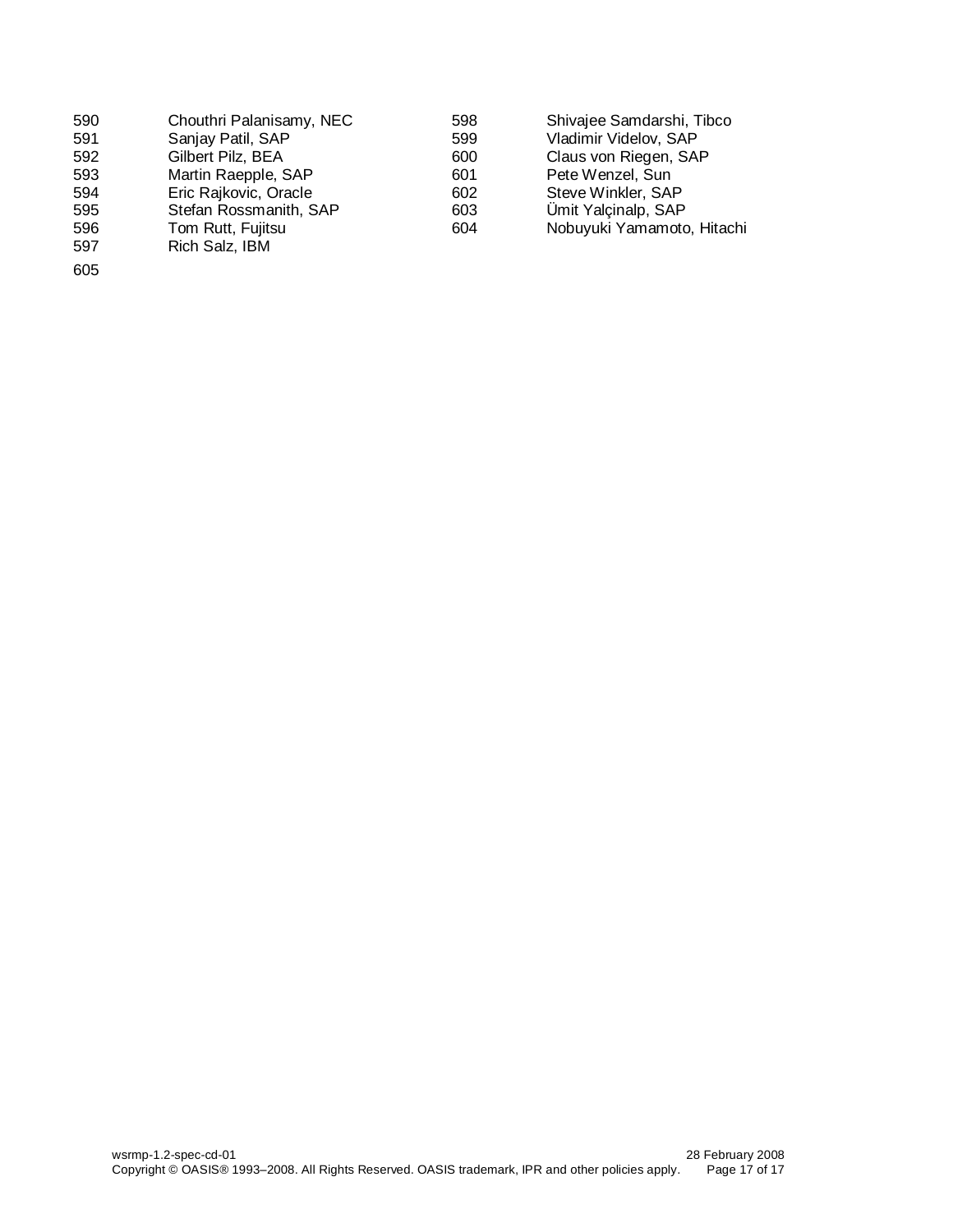Chouthri Palanisamy, NEC
Sanjay Patil, SAP
Gilbert Pilz, BEA
Martin Raepple, SAP
Eric Rajkovic, Oracle
Stefan Rossmanith, SAP
Tom Rutt, Fujitsu
Rich Salz, IBM
Shivajee Samdarshi, Tibco
Vladimir Videlov, SAP
Claus von Riegen, SAP
Pete Wenzel, Sun
Steve Winkler, SAP
Ümit Yalçinalp, SAP
Nobuyuki Yamamoto, Hitachi